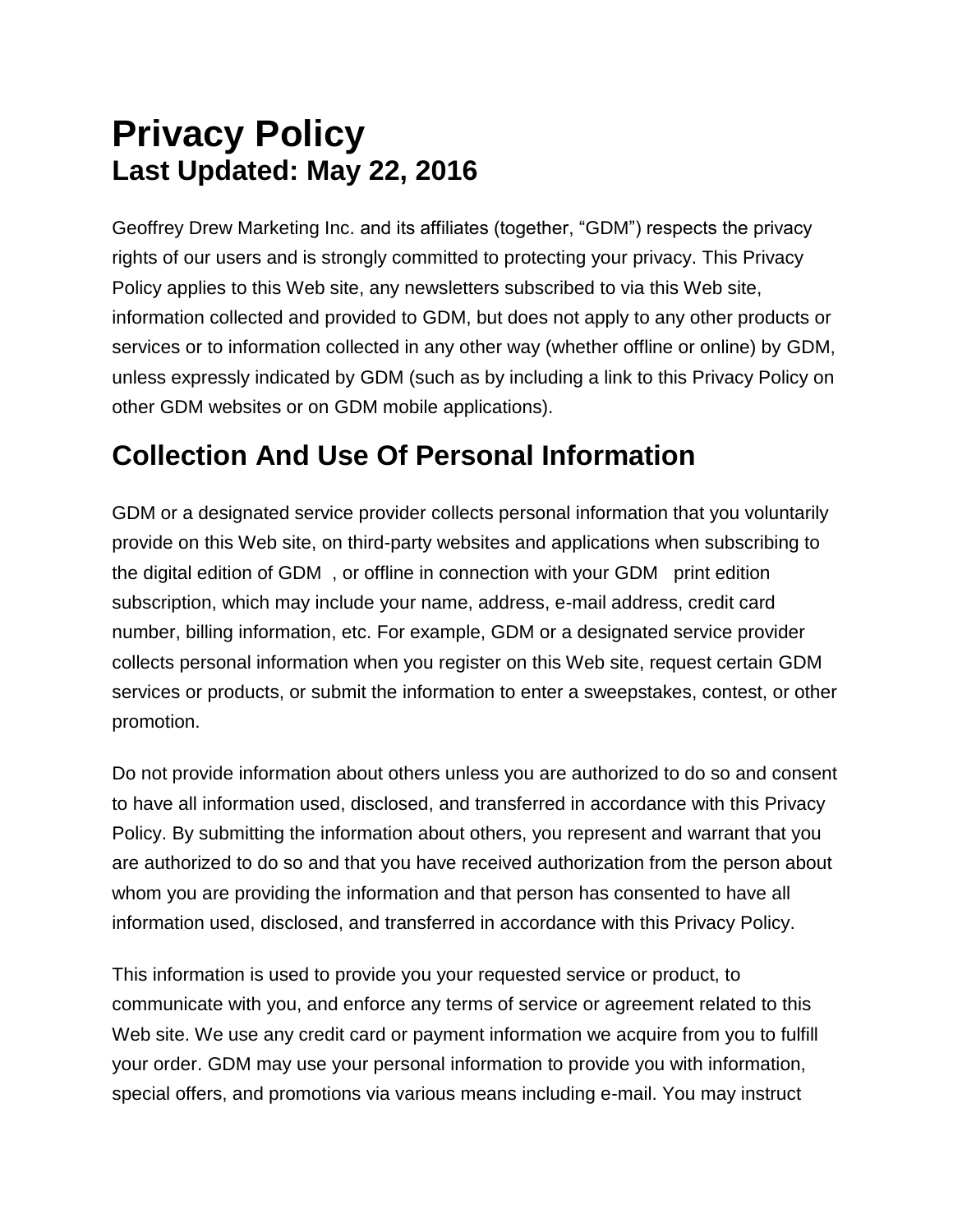# Privacy Policy
## Last Updated: May 22, 2016

Geoffrey Drew Marketing Inc. and its affiliates (together, "GDM") respects the privacy rights of our users and is strongly committed to protecting your privacy. This Privacy Policy applies to this Web site, any newsletters subscribed to via this Web site, information collected and provided to GDM, but does not apply to any other products or services or to information collected in any other way (whether offline or online) by GDM, unless expressly indicated by GDM (such as by including a link to this Privacy Policy on other GDM websites or on GDM mobile applications).

## Collection And Use Of Personal Information

GDM or a designated service provider collects personal information that you voluntarily provide on this Web site, on third-party websites and applications when subscribing to the digital edition of GDM , or offline in connection with your GDM print edition subscription, which may include your name, address, e-mail address, credit card number, billing information, etc. For example, GDM or a designated service provider collects personal information when you register on this Web site, request certain GDM services or products, or submit the information to enter a sweepstakes, contest, or other promotion.

Do not provide information about others unless you are authorized to do so and consent to have all information used, disclosed, and transferred in accordance with this Privacy Policy. By submitting the information about others, you represent and warrant that you are authorized to do so and that you have received authorization from the person about whom you are providing the information and that person has consented to have all information used, disclosed, and transferred in accordance with this Privacy Policy.

This information is used to provide you your requested service or product, to communicate with you, and enforce any terms of service or agreement related to this Web site. We use any credit card or payment information we acquire from you to fulfill your order. GDM may use your personal information to provide you with information, special offers, and promotions via various means including e-mail. You may instruct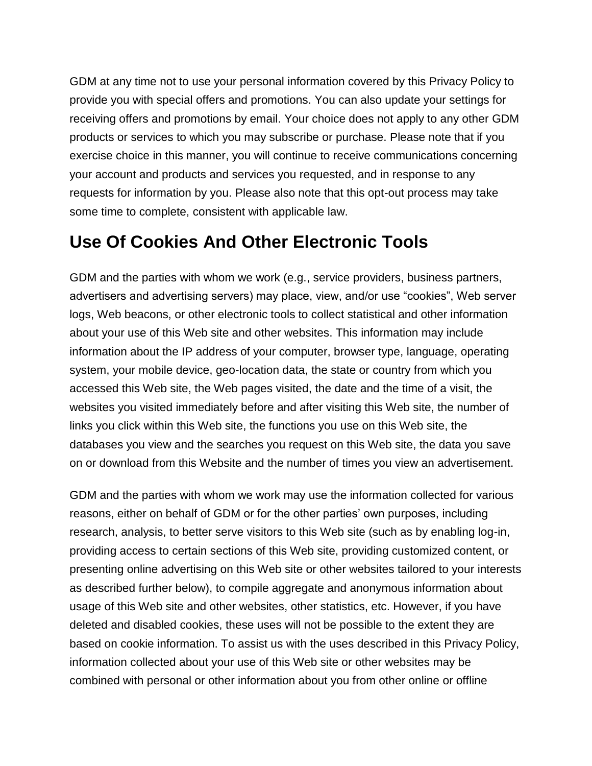GDM at any time not to use your personal information covered by this Privacy Policy to provide you with special offers and promotions. You can also update your settings for receiving offers and promotions by email. Your choice does not apply to any other GDM products or services to which you may subscribe or purchase. Please note that if you exercise choice in this manner, you will continue to receive communications concerning your account and products and services you requested, and in response to any requests for information by you. Please also note that this opt-out process may take some time to complete, consistent with applicable law.

## Use Of Cookies And Other Electronic Tools

GDM and the parties with whom we work (e.g., service providers, business partners, advertisers and advertising servers) may place, view, and/or use “cookies”, Web server logs, Web beacons, or other electronic tools to collect statistical and other information about your use of this Web site and other websites. This information may include information about the IP address of your computer, browser type, language, operating system, your mobile device, geo-location data, the state or country from which you accessed this Web site, the Web pages visited, the date and the time of a visit, the websites you visited immediately before and after visiting this Web site, the number of links you click within this Web site, the functions you use on this Web site, the databases you view and the searches you request on this Web site, the data you save on or download from this Website and the number of times you view an advertisement.

GDM and the parties with whom we work may use the information collected for various reasons, either on behalf of GDM or for the other parties’ own purposes, including research, analysis, to better serve visitors to this Web site (such as by enabling log-in, providing access to certain sections of this Web site, providing customized content, or presenting online advertising on this Web site or other websites tailored to your interests as described further below), to compile aggregate and anonymous information about usage of this Web site and other websites, other statistics, etc. However, if you have deleted and disabled cookies, these uses will not be possible to the extent they are based on cookie information. To assist us with the uses described in this Privacy Policy, information collected about your use of this Web site or other websites may be combined with personal or other information about you from other online or offline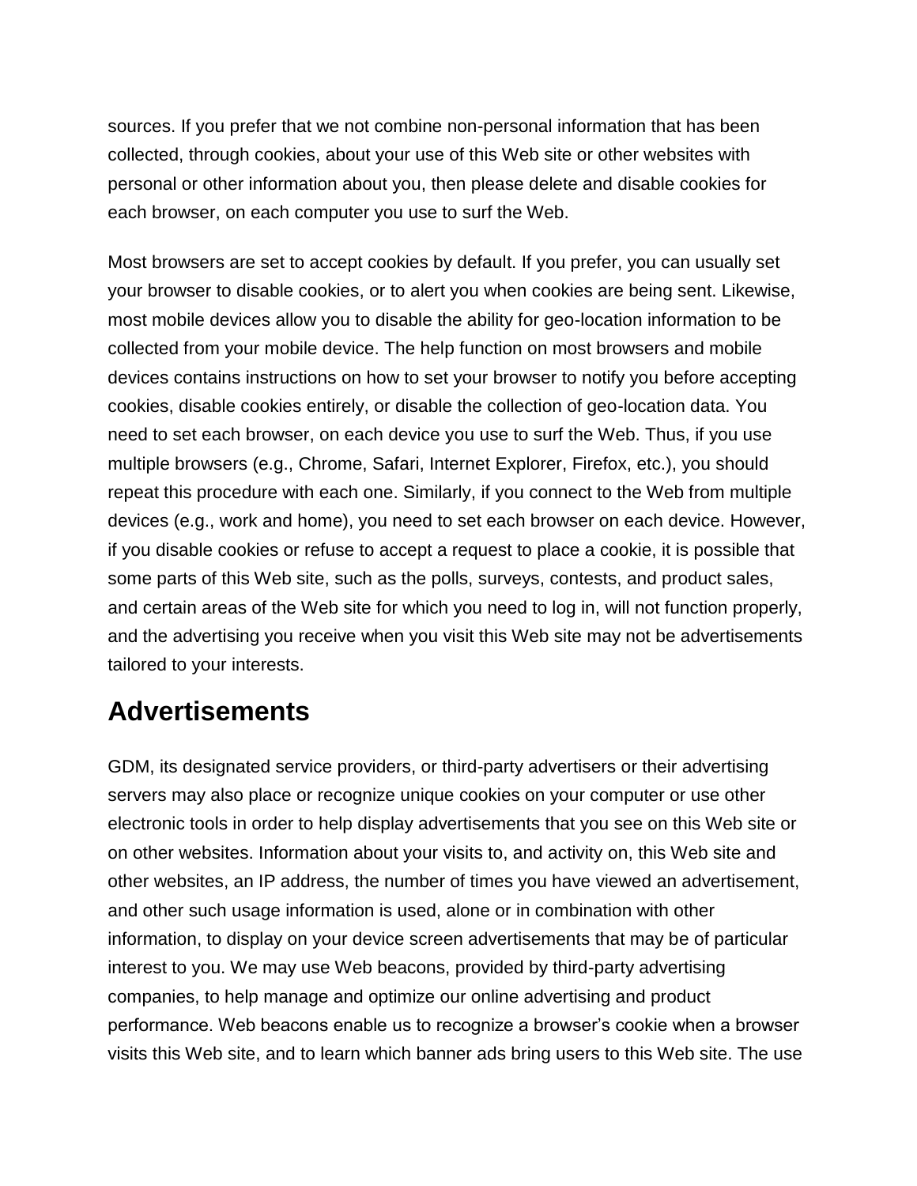sources. If you prefer that we not combine non-personal information that has been collected, through cookies, about your use of this Web site or other websites with personal or other information about you, then please delete and disable cookies for each browser, on each computer you use to surf the Web.

Most browsers are set to accept cookies by default. If you prefer, you can usually set your browser to disable cookies, or to alert you when cookies are being sent. Likewise, most mobile devices allow you to disable the ability for geo-location information to be collected from your mobile device. The help function on most browsers and mobile devices contains instructions on how to set your browser to notify you before accepting cookies, disable cookies entirely, or disable the collection of geo-location data. You need to set each browser, on each device you use to surf the Web. Thus, if you use multiple browsers (e.g., Chrome, Safari, Internet Explorer, Firefox, etc.), you should repeat this procedure with each one. Similarly, if you connect to the Web from multiple devices (e.g., work and home), you need to set each browser on each device. However, if you disable cookies or refuse to accept a request to place a cookie, it is possible that some parts of this Web site, such as the polls, surveys, contests, and product sales, and certain areas of the Web site for which you need to log in, will not function properly, and the advertising you receive when you visit this Web site may not be advertisements tailored to your interests.

## Advertisements

GDM, its designated service providers, or third-party advertisers or their advertising servers may also place or recognize unique cookies on your computer or use other electronic tools in order to help display advertisements that you see on this Web site or on other websites. Information about your visits to, and activity on, this Web site and other websites, an IP address, the number of times you have viewed an advertisement, and other such usage information is used, alone or in combination with other information, to display on your device screen advertisements that may be of particular interest to you. We may use Web beacons, provided by third-party advertising companies, to help manage and optimize our online advertising and product performance. Web beacons enable us to recognize a browser's cookie when a browser visits this Web site, and to learn which banner ads bring users to this Web site. The use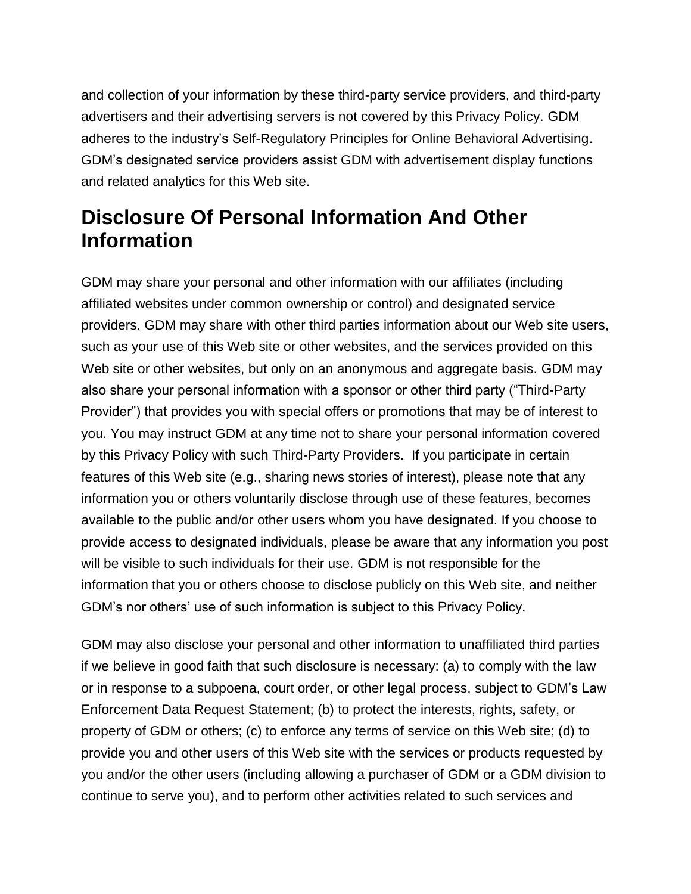and collection of your information by these third-party service providers, and third-party advertisers and their advertising servers is not covered by this Privacy Policy. GDM adheres to the industry's Self-Regulatory Principles for Online Behavioral Advertising. GDM's designated service providers assist GDM with advertisement display functions and related analytics for this Web site.

## Disclosure Of Personal Information And Other Information

GDM may share your personal and other information with our affiliates (including affiliated websites under common ownership or control) and designated service providers. GDM may share with other third parties information about our Web site users, such as your use of this Web site or other websites, and the services provided on this Web site or other websites, but only on an anonymous and aggregate basis. GDM may also share your personal information with a sponsor or other third party ("Third-Party Provider") that provides you with special offers or promotions that may be of interest to you. You may instruct GDM at any time not to share your personal information covered by this Privacy Policy with such Third-Party Providers. If you participate in certain features of this Web site (e.g., sharing news stories of interest), please note that any information you or others voluntarily disclose through use of these features, becomes available to the public and/or other users whom you have designated. If you choose to provide access to designated individuals, please be aware that any information you post will be visible to such individuals for their use. GDM is not responsible for the information that you or others choose to disclose publicly on this Web site, and neither GDM's nor others' use of such information is subject to this Privacy Policy.

GDM may also disclose your personal and other information to unaffiliated third parties if we believe in good faith that such disclosure is necessary: (a) to comply with the law or in response to a subpoena, court order, or other legal process, subject to GDM's Law Enforcement Data Request Statement; (b) to protect the interests, rights, safety, or property of GDM or others; (c) to enforce any terms of service on this Web site; (d) to provide you and other users of this Web site with the services or products requested by you and/or the other users (including allowing a purchaser of GDM or a GDM division to continue to serve you), and to perform other activities related to such services and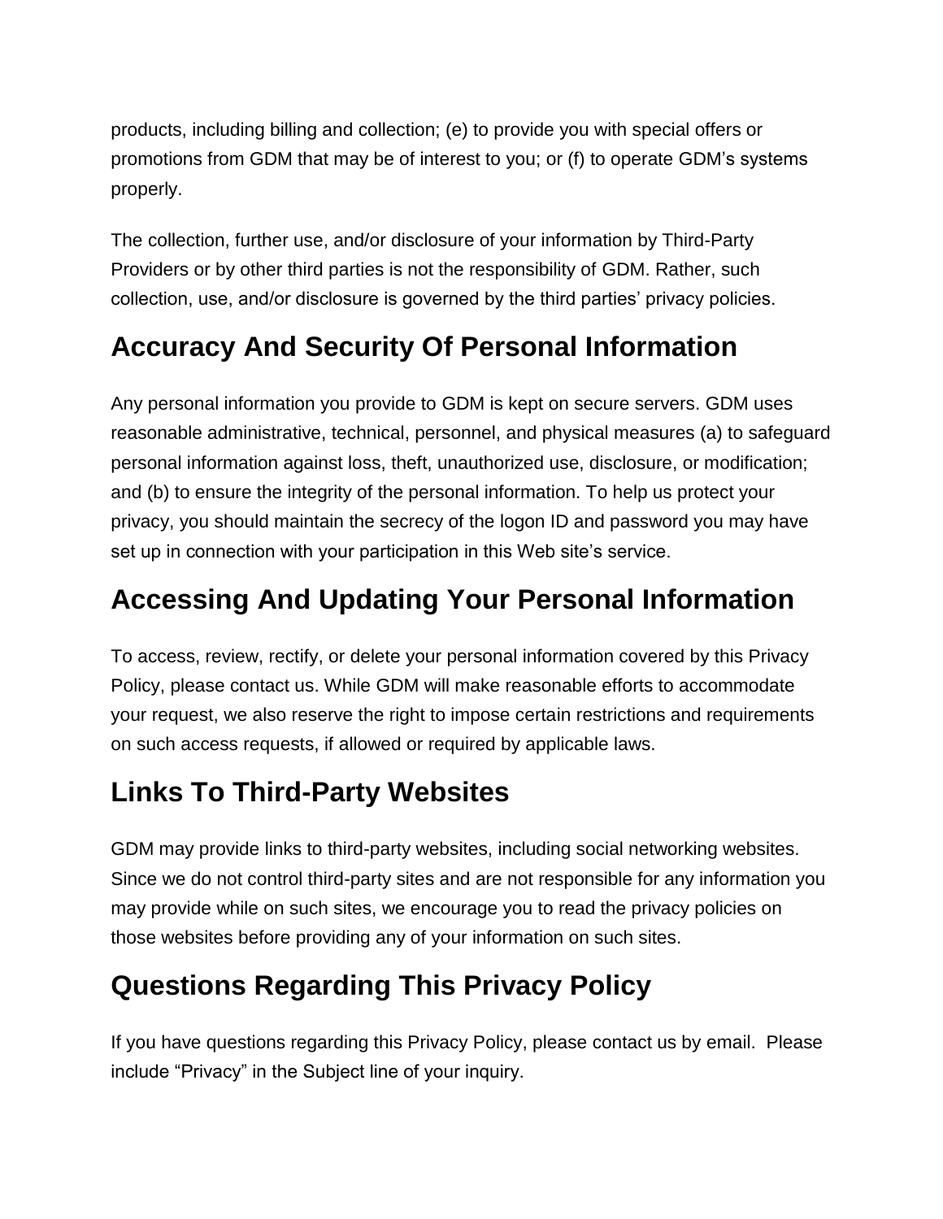products, including billing and collection; (e) to provide you with special offers or promotions from GDM that may be of interest to you; or (f) to operate GDM's systems properly.

The collection, further use, and/or disclosure of your information by Third-Party Providers or by other third parties is not the responsibility of GDM. Rather, such collection, use, and/or disclosure is governed by the third parties' privacy policies.

## Accuracy And Security Of Personal Information

Any personal information you provide to GDM is kept on secure servers. GDM uses reasonable administrative, technical, personnel, and physical measures (a) to safeguard personal information against loss, theft, unauthorized use, disclosure, or modification; and (b) to ensure the integrity of the personal information. To help us protect your privacy, you should maintain the secrecy of the logon ID and password you may have set up in connection with your participation in this Web site's service.

## Accessing And Updating Your Personal Information

To access, review, rectify, or delete your personal information covered by this Privacy Policy, please contact us. While GDM will make reasonable efforts to accommodate your request, we also reserve the right to impose certain restrictions and requirements on such access requests, if allowed or required by applicable laws.

## Links To Third-Party Websites

GDM may provide links to third-party websites, including social networking websites. Since we do not control third-party sites and are not responsible for any information you may provide while on such sites, we encourage you to read the privacy policies on those websites before providing any of your information on such sites.

## Questions Regarding This Privacy Policy

If you have questions regarding this Privacy Policy, please contact us by email. Please include "Privacy" in the Subject line of your inquiry.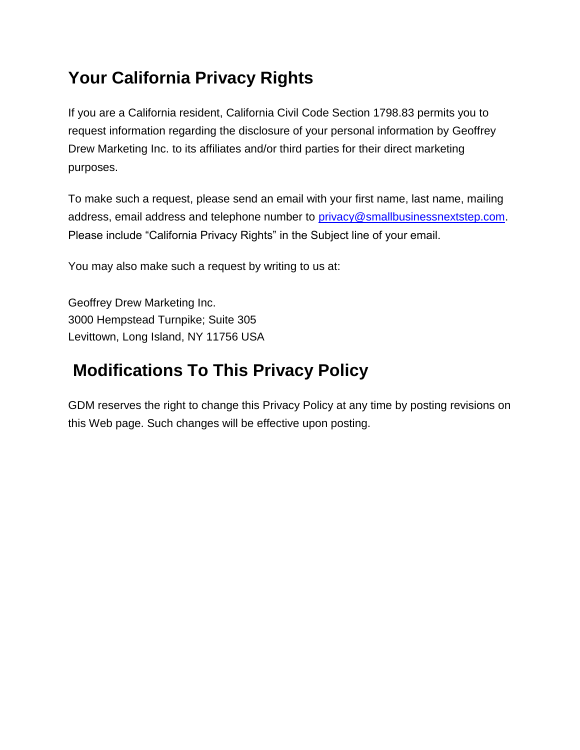## Your California Privacy Rights

If you are a California resident, California Civil Code Section 1798.83 permits you to request information regarding the disclosure of your personal information by Geoffrey Drew Marketing Inc. to its affiliates and/or third parties for their direct marketing purposes.

To make such a request, please send an email with your first name, last name, mailing address, email address and telephone number to privacy@smallbusinessnextstep.com. Please include "California Privacy Rights" in the Subject line of your email.

You may also make such a request by writing to us at:

Geoffrey Drew Marketing Inc.
3000 Hempstead Turnpike; Suite 305
Levittown, Long Island, NY 11756 USA

## Modifications To This Privacy Policy

GDM reserves the right to change this Privacy Policy at any time by posting revisions on this Web page. Such changes will be effective upon posting.